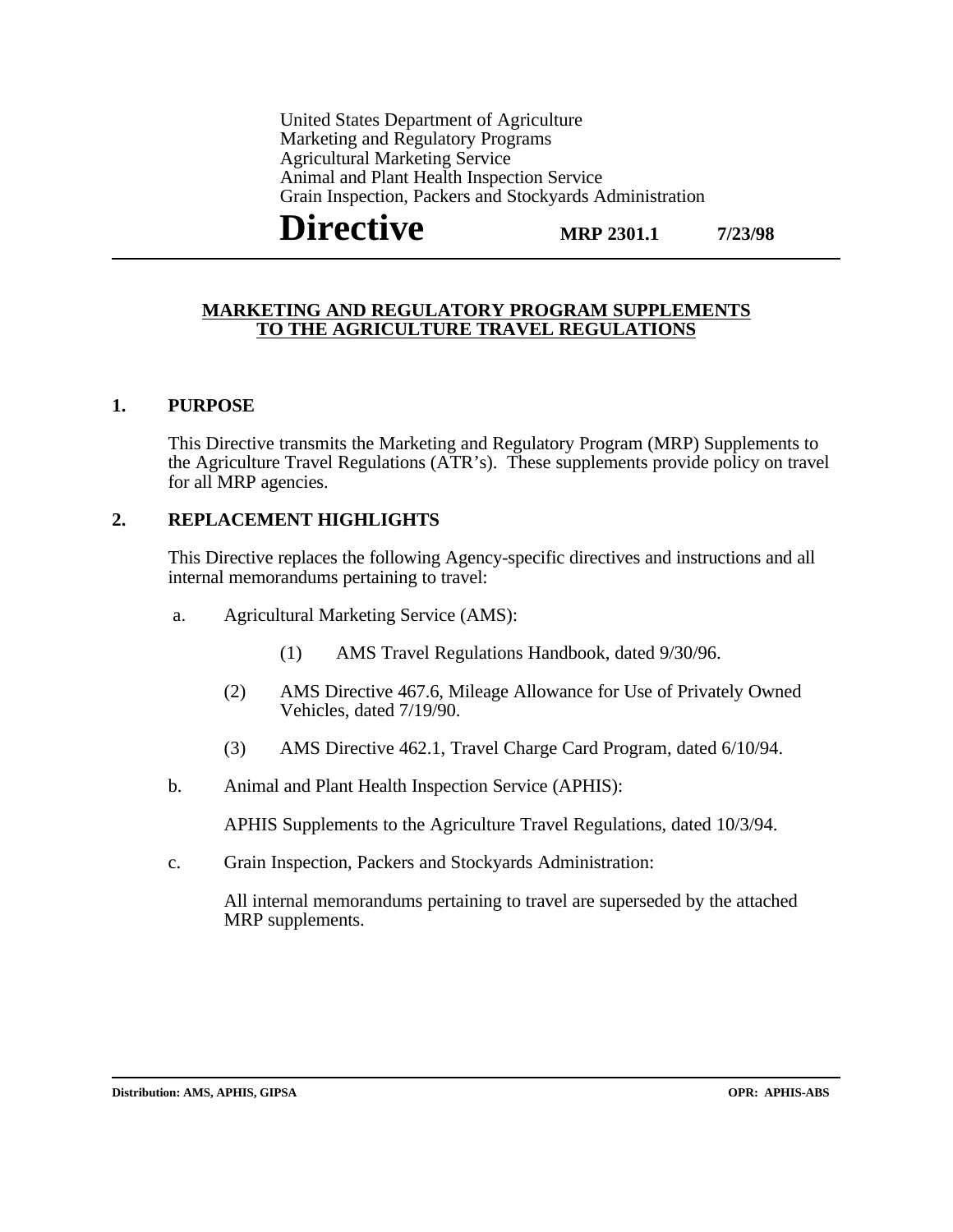United States Department of Agriculture
Marketing and Regulatory Programs
Agricultural Marketing Service
Animal and Plant Health Inspection Service
Grain Inspection, Packers and Stockyards Administration

# Directive

**MRP 2301.1** **7/23/98**

---

## MARKETING AND REGULATORY PROGRAM SUPPLEMENTS TO THE AGRICULTURE TRAVEL REGULATIONS

### 1. PURPOSE

This Directive transmits the Marketing and Regulatory Program (MRP) Supplements to the Agriculture Travel Regulations (ATR's). These supplements provide policy on travel for all MRP agencies.

### 2. REPLACEMENT HIGHLIGHTS

This Directive replaces the following Agency-specific directives and instructions and all internal memorandums pertaining to travel:

a. Agricultural Marketing Service (AMS):

(1) AMS Travel Regulations Handbook, dated 9/30/96.

(2) AMS Directive 467.6, Mileage Allowance for Use of Privately Owned Vehicles, dated 7/19/90.

(3) AMS Directive 462.1, Travel Charge Card Program, dated 6/10/94.

b. Animal and Plant Health Inspection Service (APHIS):

APHIS Supplements to the Agriculture Travel Regulations, dated 10/3/94.

c. Grain Inspection, Packers and Stockyards Administration:

All internal memorandums pertaining to travel are superseded by the attached MRP supplements.

---

**Distribution: AMS, APHIS, GIPSA** **OPR: APHIS-ABS**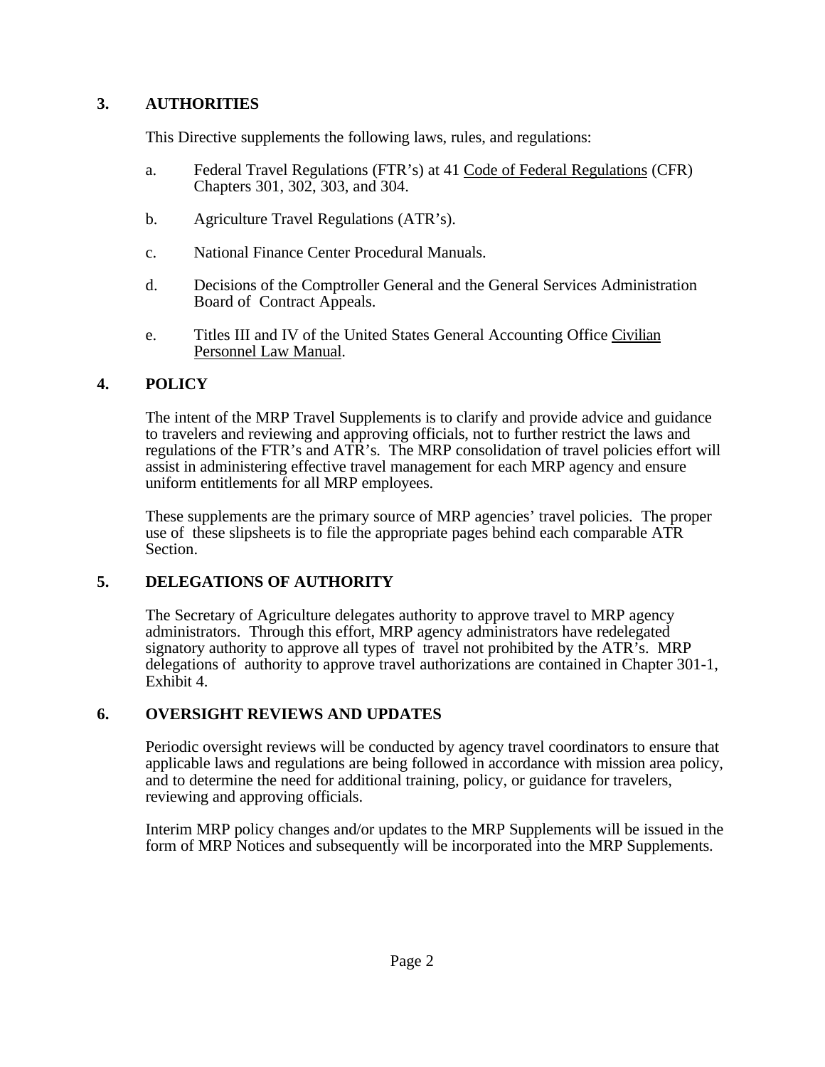## 3. AUTHORITIES

This Directive supplements the following laws, rules, and regulations:

a. Federal Travel Regulations (FTR's) at 41 Code of Federal Regulations (CFR) Chapters 301, 302, 303, and 304.

b. Agriculture Travel Regulations (ATR's).

c. National Finance Center Procedural Manuals.

d. Decisions of the Comptroller General and the General Services Administration Board of Contract Appeals.

e. Titles III and IV of the United States General Accounting Office Civilian Personnel Law Manual.

## 4. POLICY

The intent of the MRP Travel Supplements is to clarify and provide advice and guidance to travelers and reviewing and approving officials, not to further restrict the laws and regulations of the FTR's and ATR's. The MRP consolidation of travel policies effort will assist in administering effective travel management for each MRP agency and ensure uniform entitlements for all MRP employees.

These supplements are the primary source of MRP agencies' travel policies. The proper use of these slipsheets is to file the appropriate pages behind each comparable ATR Section.

## 5. DELEGATIONS OF AUTHORITY

The Secretary of Agriculture delegates authority to approve travel to MRP agency administrators. Through this effort, MRP agency administrators have redelegated signatory authority to approve all types of travel not prohibited by the ATR's. MRP delegations of authority to approve travel authorizations are contained in Chapter 301-1, Exhibit 4.

## 6. OVERSIGHT REVIEWS AND UPDATES

Periodic oversight reviews will be conducted by agency travel coordinators to ensure that applicable laws and regulations are being followed in accordance with mission area policy, and to determine the need for additional training, policy, or guidance for travelers, reviewing and approving officials.

Interim MRP policy changes and/or updates to the MRP Supplements will be issued in the form of MRP Notices and subsequently will be incorporated into the MRP Supplements.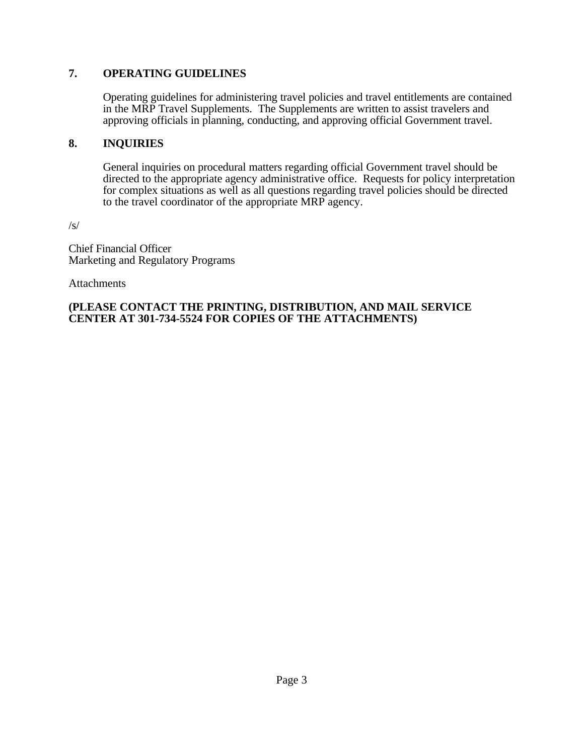## 7. OPERATING GUIDELINES

Operating guidelines for administering travel policies and travel entitlements are contained in the MRP Travel Supplements. The Supplements are written to assist travelers and approving officials in planning, conducting, and approving official Government travel.

## 8. INQUIRIES

General inquiries on procedural matters regarding official Government travel should be directed to the appropriate agency administrative office. Requests for policy interpretation for complex situations as well as all questions regarding travel policies should be directed to the travel coordinator of the appropriate MRP agency.

/s/

Chief Financial Officer
Marketing and Regulatory Programs

Attachments

**(PLEASE CONTACT THE PRINTING, DISTRIBUTION, AND MAIL SERVICE CENTER AT 301-734-5524 FOR COPIES OF THE ATTACHMENTS)**